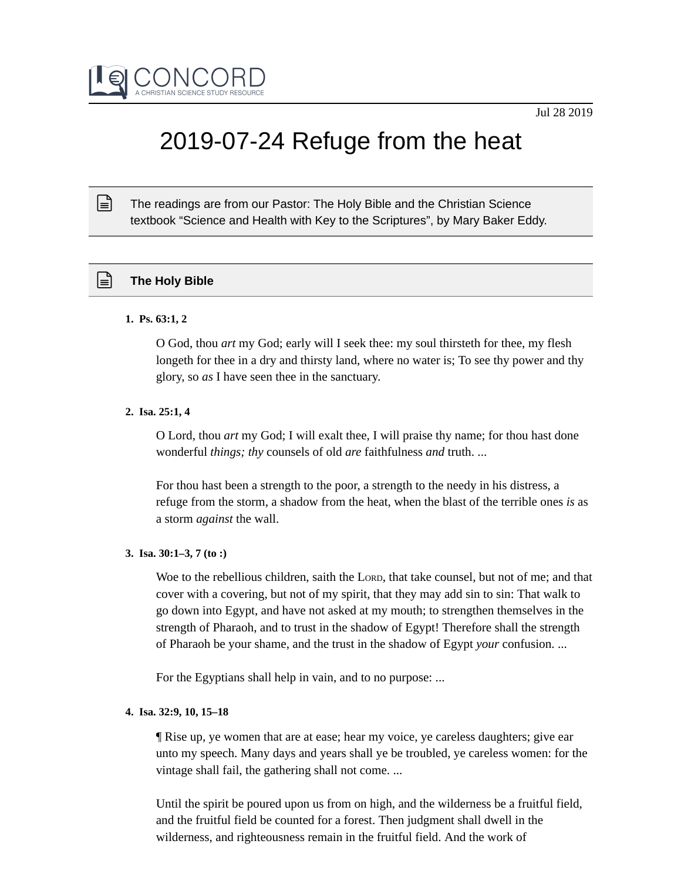CONCORD
A CHRISTIAN SCIENCE STUDY RESOURCE

Jul 28 2019

# 2019-07-24 Refuge from the heat

The readings are from our Pastor: The Holy Bible and the Christian Science textbook “Science and Health with Key to the Scriptures”, by Mary Baker Eddy.

## The Holy Bible

1. **Ps. 63:1, 2**

   O God, thou *art* my God; early will I seek thee: my soul thirsteth for thee, my flesh longeth for thee in a dry and thirsty land, where no water is; To see thy power and thy glory, so *as* I have seen thee in the sanctuary.

2. **Isa. 25:1, 4**

   O Lord, thou *art* my God; I will exalt thee, I will praise thy name; for thou hast done wonderful *things; thy* counsels of old *are* faithfulness *and* truth. ...

   For thou hast been a strength to the poor, a strength to the needy in his distress, a refuge from the storm, a shadow from the heat, when the blast of the terrible ones *is* as a storm *against* the wall.

3. **Isa. 30:1–3, 7 (to :)**

   Woe to the rebellious children, saith the Lord, that take counsel, but not of me; and that cover with a covering, but not of my spirit, that they may add sin to sin: That walk to go down into Egypt, and have not asked at my mouth; to strengthen themselves in the strength of Pharaoh, and to trust in the shadow of Egypt! Therefore shall the strength of Pharaoh be your shame, and the trust in the shadow of Egypt *your* confusion. ...

   For the Egyptians shall help in vain, and to no purpose: ...

4. **Isa. 32:9, 10, 15–18**

   ¶ Rise up, ye women that are at ease; hear my voice, ye careless daughters; give ear unto my speech. Many days and years shall ye be troubled, ye careless women: for the vintage shall fail, the gathering shall not come. ...

   Until the spirit be poured upon us from on high, and the wilderness be a fruitful field, and the fruitful field be counted for a forest. Then judgment shall dwell in the wilderness, and righteousness remain in the fruitful field. And the work of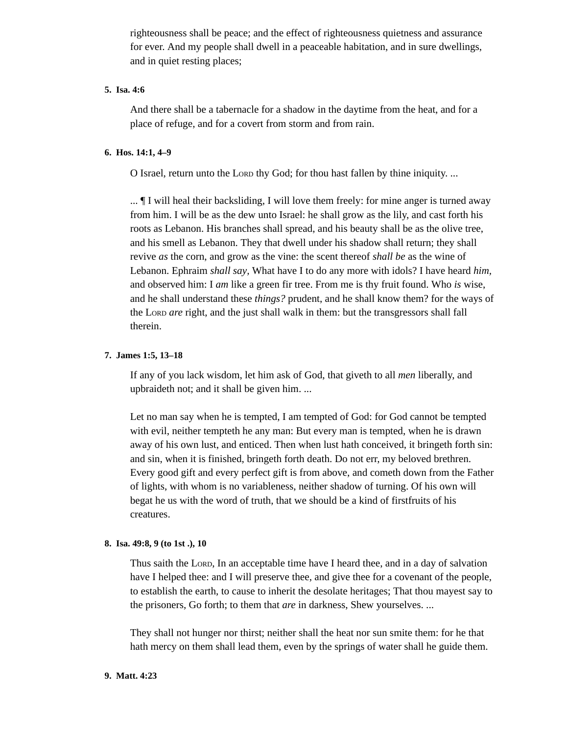righteousness shall be peace; and the effect of righteousness quietness and assurance for ever. And my people shall dwell in a peaceable habitation, and in sure dwellings, and in quiet resting places;

5. **Isa. 4:6**

And there shall be a tabernacle for a shadow in the daytime from the heat, and for a place of refuge, and for a covert from storm and from rain.

6. **Hos. 14:1, 4–9**

O Israel, return unto the Lord thy God; for thou hast fallen by thine iniquity. ...

... ¶ I will heal their backsliding, I will love them freely: for mine anger is turned away from him. I will be as the dew unto Israel: he shall grow as the lily, and cast forth his roots as Lebanon. His branches shall spread, and his beauty shall be as the olive tree, and his smell as Lebanon. They that dwell under his shadow shall return; they shall revive *as* the corn, and grow as the vine: the scent thereof *shall be* as the wine of Lebanon. Ephraim *shall say,* What have I to do any more with idols? I have heard *him,* and observed him: I *am* like a green fir tree. From me is thy fruit found. Who *is* wise, and he shall understand these *things?* prudent, and he shall know them? for the ways of the Lord *are* right, and the just shall walk in them: but the transgressors shall fall therein.

7. **James 1:5, 13–18**

If any of you lack wisdom, let him ask of God, that giveth to all *men* liberally, and upbraideth not; and it shall be given him. ...

Let no man say when he is tempted, I am tempted of God: for God cannot be tempted with evil, neither tempteth he any man: But every man is tempted, when he is drawn away of his own lust, and enticed. Then when lust hath conceived, it bringeth forth sin: and sin, when it is finished, bringeth forth death. Do not err, my beloved brethren. Every good gift and every perfect gift is from above, and cometh down from the Father of lights, with whom is no variableness, neither shadow of turning. Of his own will begat he us with the word of truth, that we should be a kind of firstfruits of his creatures.

8. **Isa. 49:8, 9 (to 1st .), 10**

Thus saith the Lord, In an acceptable time have I heard thee, and in a day of salvation have I helped thee: and I will preserve thee, and give thee for a covenant of the people, to establish the earth, to cause to inherit the desolate heritages; That thou mayest say to the prisoners, Go forth; to them that *are* in darkness, Shew yourselves. ...

They shall not hunger nor thirst; neither shall the heat nor sun smite them: for he that hath mercy on them shall lead them, even by the springs of water shall he guide them.

9. **Matt. 4:23**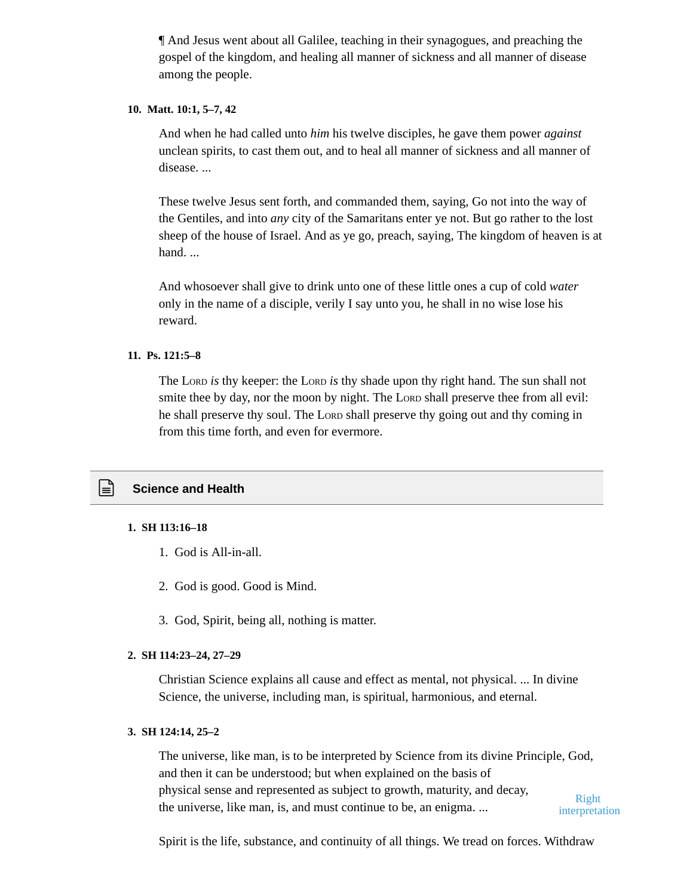¶ And Jesus went about all Galilee, teaching in their synagogues, and preaching the gospel of the kingdom, and healing all manner of sickness and all manner of disease among the people.

**10. Matt. 10:1, 5–7, 42**

And when he had called unto *him* his twelve disciples, he gave them power *against* unclean spirits, to cast them out, and to heal all manner of sickness and all manner of disease. ...

These twelve Jesus sent forth, and commanded them, saying, Go not into the way of the Gentiles, and into *any* city of the Samaritans enter ye not. But go rather to the lost sheep of the house of Israel. And as ye go, preach, saying, The kingdom of heaven is at hand. ...

And whosoever shall give to drink unto one of these little ones a cup of cold *water* only in the name of a disciple, verily I say unto you, he shall in no wise lose his reward.

**11. Ps. 121:5–8**

The Lord *is* thy keeper: the Lord *is* thy shade upon thy right hand. The sun shall not smite thee by day, nor the moon by night. The Lord shall preserve thee from all evil: he shall preserve thy soul. The Lord shall preserve thy going out and thy coming in from this time forth, and even for evermore.

## Science and Health

**1. SH 113:16–18**

1. God is All-in-all.

2. God is good. Good is Mind.

3. God, Spirit, being all, nothing is matter.

**2. SH 114:23–24, 27–29**

Christian Science explains all cause and effect as mental, not physical. ... In divine Science, the universe, including man, is spiritual, harmonious, and eternal.

**3. SH 124:14, 25–2**

The universe, like man, is to be interpreted by Science from its divine Principle, God, and then it can be understood; but when explained on the basis of physical sense and represented as subject to growth, maturity, and decay, the universe, like man, is, and must continue to be, an enigma. ...

Right interpretation

Spirit is the life, substance, and continuity of all things. We tread on forces. Withdraw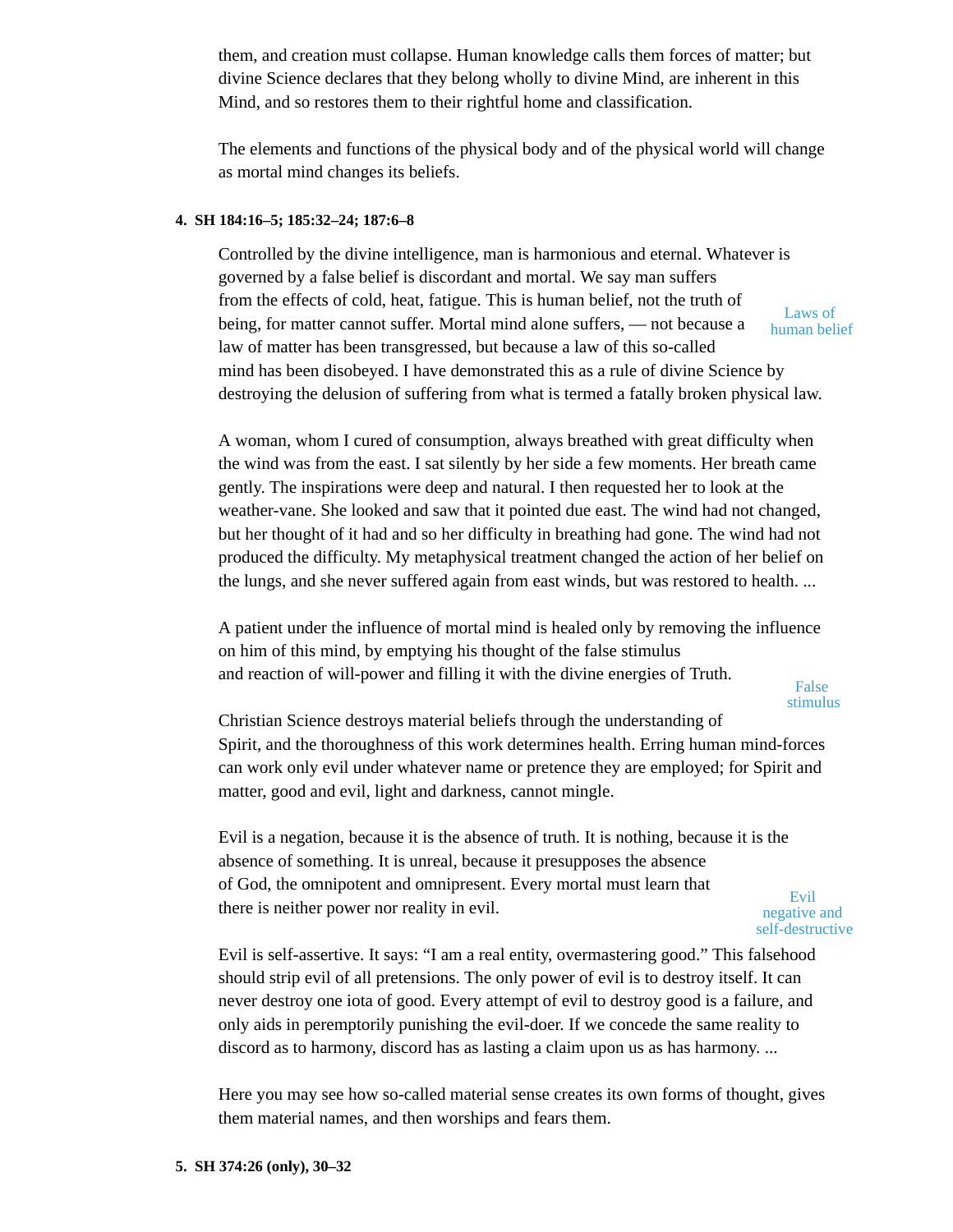them, and creation must collapse. Human knowledge calls them forces of matter; but divine Science declares that they belong wholly to divine Mind, are inherent in this Mind, and so restores them to their rightful home and classification.

The elements and functions of the physical body and of the physical world will change as mortal mind changes its beliefs.

**4. SH 184:16–5; 185:32–24; 187:6–8**

Controlled by the divine intelligence, man is harmonious and eternal. Whatever is governed by a false belief is discordant and mortal. We say man suffers from the effects of cold, heat, fatigue. This is human belief, not the truth of being, for matter cannot suffer. Mortal mind alone suffers, — not because a law of matter has been transgressed, but because a law of this so-called mind has been disobeyed. I have demonstrated this as a rule of divine Science by destroying the delusion of suffering from what is termed a fatally broken physical law.

*Laws of human belief*

A woman, whom I cured of consumption, always breathed with great difficulty when the wind was from the east. I sat silently by her side a few moments. Her breath came gently. The inspirations were deep and natural. I then requested her to look at the weather-vane. She looked and saw that it pointed due east. The wind had not changed, but her thought of it had and so her difficulty in breathing had gone. The wind had not produced the difficulty. My metaphysical treatment changed the action of her belief on the lungs, and she never suffered again from east winds, but was restored to health. ...

A patient under the influence of mortal mind is healed only by removing the influence on him of this mind, by emptying his thought of the false stimulus and reaction of will-power and filling it with the divine energies of Truth.

*False stimulus*

Christian Science destroys material beliefs through the understanding of Spirit, and the thoroughness of this work determines health. Erring human mind-forces can work only evil under whatever name or pretence they are employed; for Spirit and matter, good and evil, light and darkness, cannot mingle.

Evil is a negation, because it is the absence of truth. It is nothing, because it is the absence of something. It is unreal, because it presupposes the absence of God, the omnipotent and omnipresent. Every mortal must learn that there is neither power nor reality in evil.

*Evil negative and self-destructive*

Evil is self-assertive. It says: "I am a real entity, overmastering good." This falsehood should strip evil of all pretensions. The only power of evil is to destroy itself. It can never destroy one iota of good. Every attempt of evil to destroy good is a failure, and only aids in peremptorily punishing the evil-doer. If we concede the same reality to discord as to harmony, discord has as lasting a claim upon us as has harmony. ...

Here you may see how so-called material sense creates its own forms of thought, gives them material names, and then worships and fears them.

**5. SH 374:26 (only), 30–32**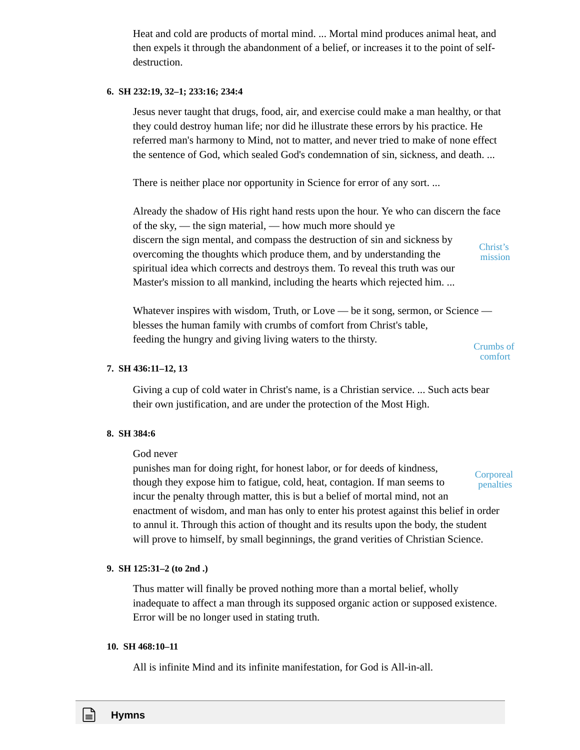Heat and cold are products of mortal mind. ... Mortal mind produces animal heat, and then expels it through the abandonment of a belief, or increases it to the point of self-destruction.

**6. SH 232:19, 32–1; 233:16; 234:4**

Jesus never taught that drugs, food, air, and exercise could make a man healthy, or that they could destroy human life; nor did he illustrate these errors by his practice. He referred man's harmony to Mind, not to matter, and never tried to make of none effect the sentence of God, which sealed God's condemnation of sin, sickness, and death. ...

There is neither place nor opportunity in Science for error of any sort. ...

Already the shadow of His right hand rests upon the hour. Ye who can discern the face of the sky, — the sign material, — how much more should ye discern the sign mental, and compass the destruction of sin and sickness by overcoming the thoughts which produce them, and by understanding the spiritual idea which corrects and destroys them. To reveal this truth was our Master's mission to all mankind, including the hearts which rejected him. ...

Christ's mission

Whatever inspires with wisdom, Truth, or Love — be it song, sermon, or Science — blesses the human family with crumbs of comfort from Christ's table, feeding the hungry and giving living waters to the thirsty.

Crumbs of comfort

**7. SH 436:11–12, 13**

Giving a cup of cold water in Christ's name, is a Christian service. ... Such acts bear their own justification, and are under the protection of the Most High.

**8. SH 384:6**

God never punishes man for doing right, for honest labor, or for deeds of kindness, though they expose him to fatigue, cold, heat, contagion. If man seems to incur the penalty through matter, this is but a belief of mortal mind, not an enactment of wisdom, and man has only to enter his protest against this belief in order to annul it. Through this action of thought and its results upon the body, the student will prove to himself, by small beginnings, the grand verities of Christian Science.

Corporeal penalties

**9. SH 125:31–2 (to 2nd .)**

Thus matter will finally be proved nothing more than a mortal belief, wholly inadequate to affect a man through its supposed organic action or supposed existence. Error will be no longer used in stating truth.

**10. SH 468:10–11**

All is infinite Mind and its infinite manifestation, for God is All-in-all.

## Hymns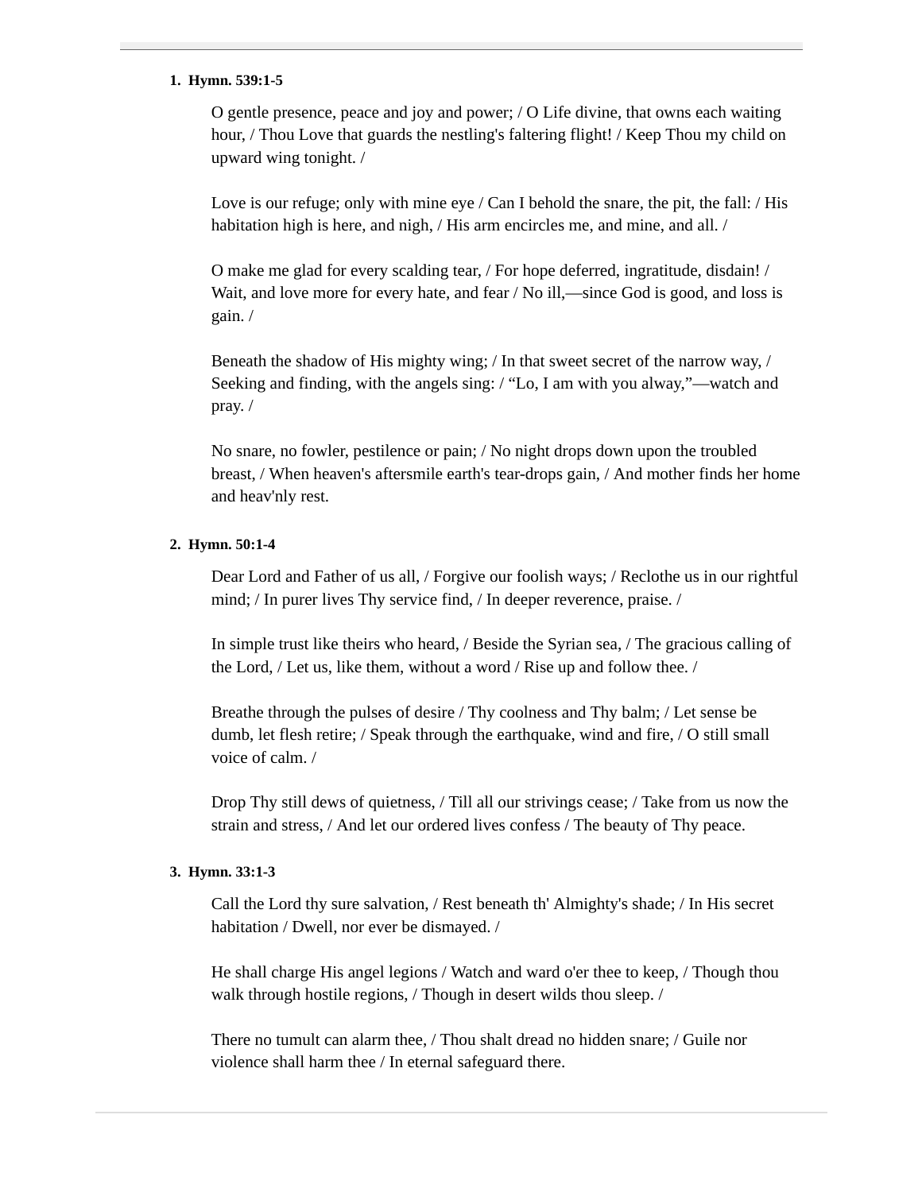1. **Hymn. 539:1-5**

   O gentle presence, peace and joy and power; / O Life divine, that owns each waiting hour, / Thou Love that guards the nestling's faltering flight! / Keep Thou my child on upward wing tonight. /

   Love is our refuge; only with mine eye / Can I behold the snare, the pit, the fall: / His habitation high is here, and nigh, / His arm encircles me, and mine, and all. /

   O make me glad for every scalding tear, / For hope deferred, ingratitude, disdain! / Wait, and love more for every hate, and fear / No ill,—since God is good, and loss is gain. /

   Beneath the shadow of His mighty wing; / In that sweet secret of the narrow way, / Seeking and finding, with the angels sing: / "Lo, I am with you alway,"—watch and pray. /

   No snare, no fowler, pestilence or pain; / No night drops down upon the troubled breast, / When heaven's aftersmile earth's tear-drops gain, / And mother finds her home and heav'nly rest.

2. **Hymn. 50:1-4**

   Dear Lord and Father of us all, / Forgive our foolish ways; / Reclothe us in our rightful mind; / In purer lives Thy service find, / In deeper reverence, praise. /

   In simple trust like theirs who heard, / Beside the Syrian sea, / The gracious calling of the Lord, / Let us, like them, without a word / Rise up and follow thee. /

   Breathe through the pulses of desire / Thy coolness and Thy balm; / Let sense be dumb, let flesh retire; / Speak through the earthquake, wind and fire, / O still small voice of calm. /

   Drop Thy still dews of quietness, / Till all our strivings cease; / Take from us now the strain and stress, / And let our ordered lives confess / The beauty of Thy peace.

3. **Hymn. 33:1-3**

   Call the Lord thy sure salvation, / Rest beneath th' Almighty's shade; / In His secret habitation / Dwell, nor ever be dismayed. /

   He shall charge His angel legions / Watch and ward o'er thee to keep, / Though thou walk through hostile regions, / Though in desert wilds thou sleep. /

   There no tumult can alarm thee, / Thou shalt dread no hidden snare; / Guile nor violence shall harm thee / In eternal safeguard there.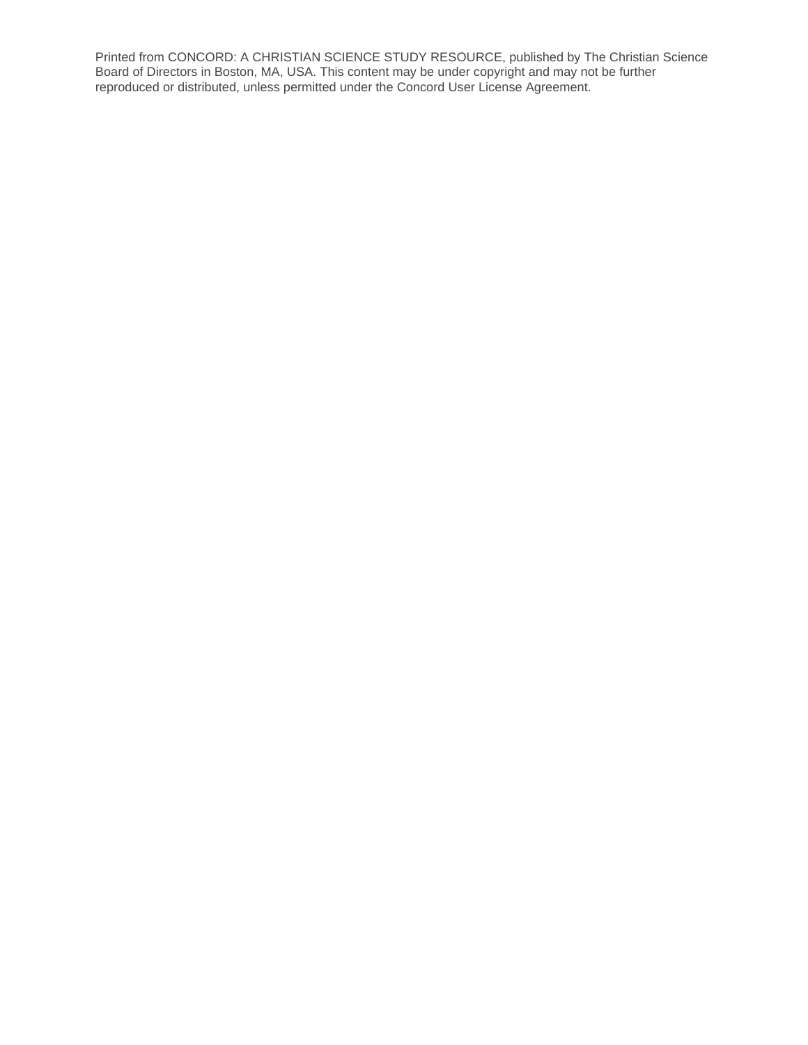Printed from CONCORD: A CHRISTIAN SCIENCE STUDY RESOURCE, published by The Christian Science Board of Directors in Boston, MA, USA. This content may be under copyright and may not be further reproduced or distributed, unless permitted under the Concord User License Agreement.